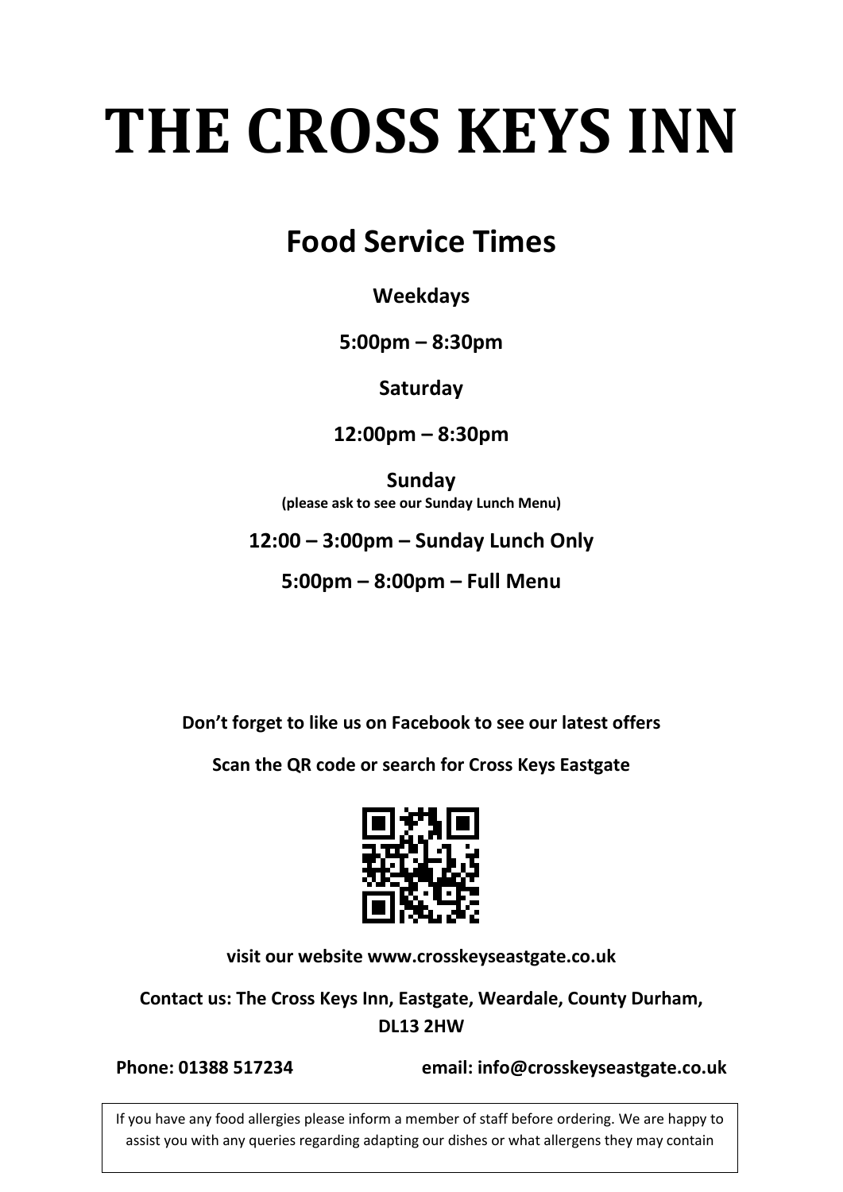# THE CROSS KEYS INN

## Food Service Times

**Weekdays**

**5:00pm – 8:30pm**

**Saturday**

**12:00pm – 8:30pm**

**Sunday**
**(please ask to see our Sunday Lunch Menu)**

**12:00 – 3:00pm – Sunday Lunch Only**

**5:00pm – 8:00pm – Full Menu**

**Don't forget to like us on Facebook to see our latest offers**

**Scan the QR code or search for Cross Keys Eastgate**

**visit our website www.crosskeyseastgate.co.uk**

**Contact us: The Cross Keys Inn, Eastgate, Weardale, County Durham, DL13 2HW**

**Phone: 01388 517234** **email: info@crosskeyseastgate.co.uk**

If you have any food allergies please inform a member of staff before ordering. We are happy to assist you with any queries regarding adapting our dishes or what allergens they may contain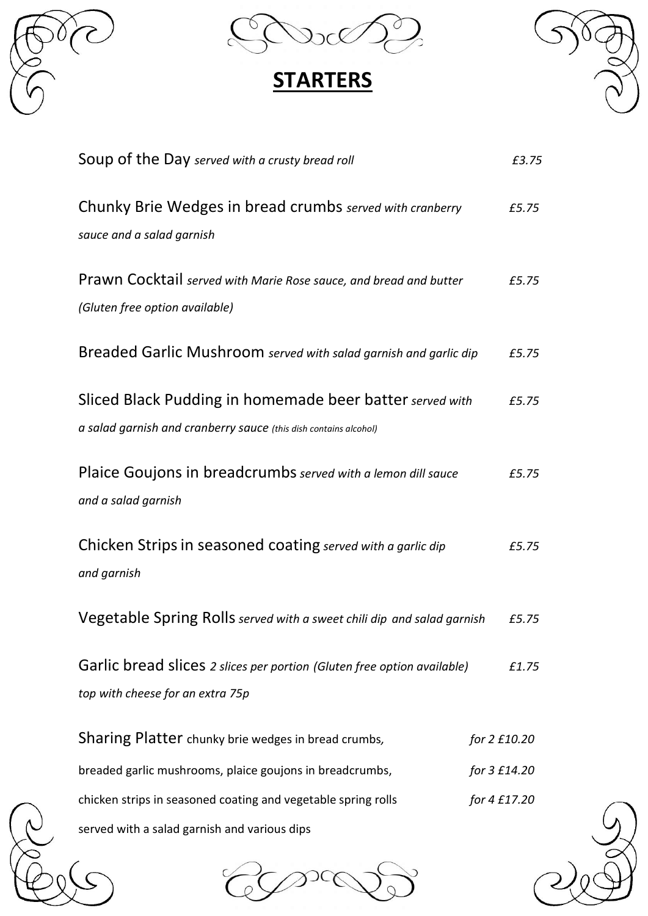# STARTERS

Soup of the Day *served with a crusty bread roll* *£3.75*

Chunky Brie Wedges in bread crumbs *served with cranberry sauce and a salad garnish* *£5.75*

Prawn Cocktail *served with Marie Rose sauce, and bread and butter (Gluten free option available)* *£5.75*

Breaded Garlic Mushroom *served with salad garnish and garlic dip* *£5.75*

Sliced Black Pudding in homemade beer batter *served with a salad garnish and cranberry sauce (this dish contains alcohol)* *£5.75*

Plaice Goujons in breadcrumbs *served with a lemon dill sauce and a salad garnish* *£5.75*

Chicken Strips in seasoned coating *served with a garlic dip and garnish* *£5.75*

Vegetable Spring Rolls *served with a sweet chili dip and salad garnish* *£5.75*

Garlic bread slices *2 slices per portion (Gluten free option available)* *£1.75*
*top with cheese for an extra 75p*

Sharing Platter chunky brie wedges in bread crumbs, breaded garlic mushrooms, plaice goujons in breadcrumbs, chicken strips in seasoned coating and vegetable spring rolls served with a salad garnish and various dips

*for 2 £10.20*
*for 3 £14.20*
*for 4 £17.20*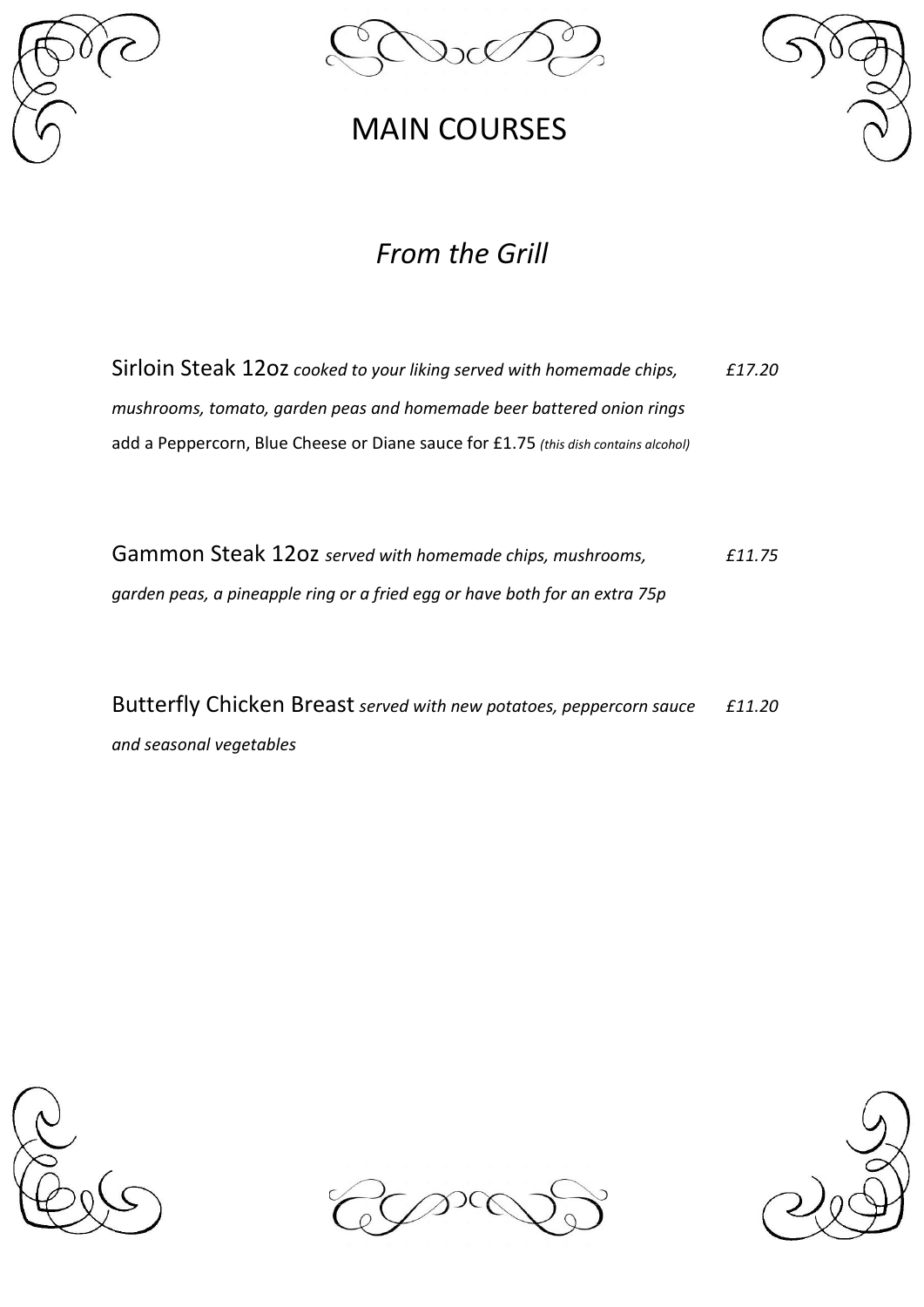# MAIN COURSES

## *From the Grill*

Sirloin Steak 12oz *cooked to your liking served with homemade chips, mushrooms, tomato, garden peas and homemade beer battered onion rings* *£17.20*
add a Peppercorn, Blue Cheese or Diane sauce for £1.75 *(this dish contains alcohol)*

Gammon Steak 12oz *served with homemade chips, mushrooms, garden peas, a pineapple ring or a fried egg or have both for an extra 75p* *£11.75*

Butterfly Chicken Breast *served with new potatoes, peppercorn sauce and seasonal vegetables* *£11.20*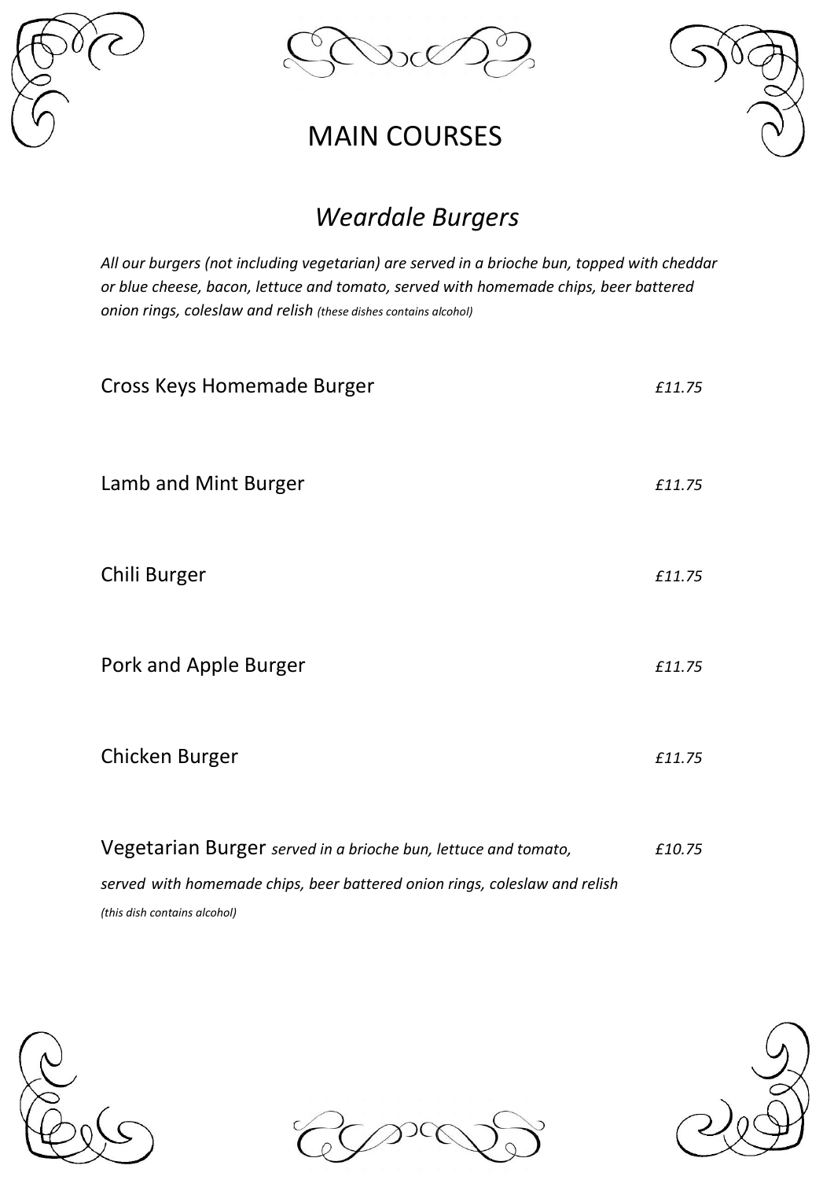# MAIN COURSES

## *Weardale Burgers*

*All our burgers (not including vegetarian) are served in a brioche bun, topped with cheddar or blue cheese, bacon, lettuce and tomato, served with homemade chips, beer battered onion rings, coleslaw and relish (these dishes contains alcohol)*

Cross Keys Homemade Burger *£11.75*

Lamb and Mint Burger *£11.75*

Chili Burger *£11.75*

Pork and Apple Burger *£11.75*

Chicken Burger *£11.75*

Vegetarian Burger *served in a brioche bun, lettuce and tomato, served with homemade chips, beer battered onion rings, coleslaw and relish* *£10.75*

*(this dish contains alcohol)*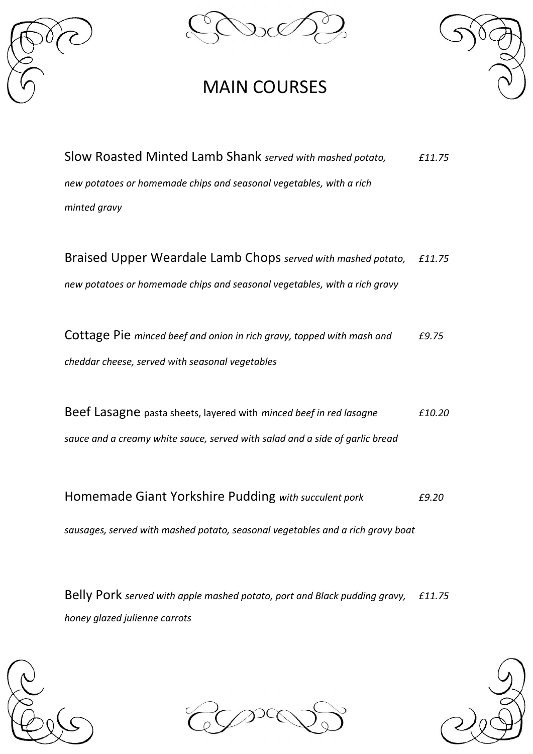# MAIN COURSES

Slow Roasted Minted Lamb Shank *served with mashed potato, new potatoes or homemade chips and seasonal vegetables, with a rich minted gravy* *£11.75*

Braised Upper Weardale Lamb Chops *served with mashed potato, new potatoes or homemade chips and seasonal vegetables, with a rich gravy* *£11.75*

Cottage Pie *minced beef and onion in rich gravy, topped with mash and cheddar cheese, served with seasonal vegetables* *£9.75*

Beef Lasagne pasta sheets, layered with *minced beef in red lasagne sauce and a creamy white sauce, served with salad and a side of garlic bread* *£10.20*

Homemade Giant Yorkshire Pudding *with succulent pork sausages, served with mashed potato, seasonal vegetables and a rich gravy boat* *£9.20*

Belly Pork *served with apple mashed potato, port and Black pudding gravy, honey glazed julienne carrots* *£11.75*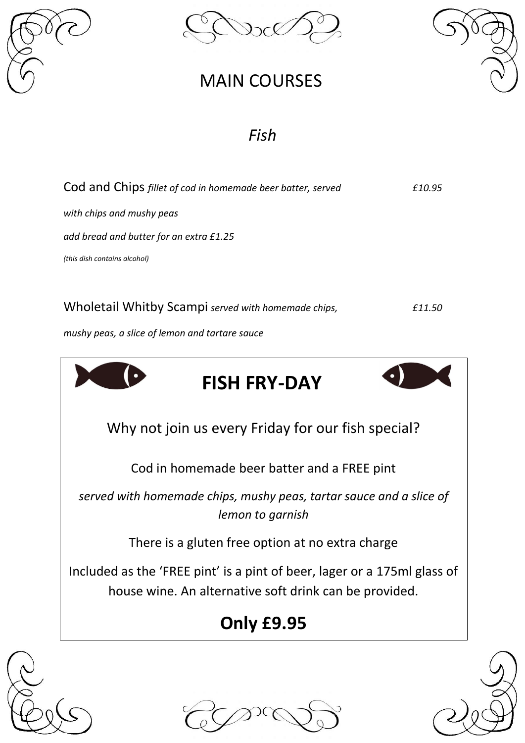# MAIN COURSES

## *Fish*

Cod and Chips *fillet of cod in homemade beer batter, served with chips and mushy peas* *£10.95*

*add bread and butter for an extra £1.25*

*(this dish contains alcohol)*

Wholetail Whitby Scampi *served with homemade chips, mushy peas, a slice of lemon and tartare sauce* *£11.50*

## **FISH FRY-DAY**

Why not join us every Friday for our fish special?

Cod in homemade beer batter and a FREE pint

*served with homemade chips, mushy peas, tartar sauce and a slice of lemon to garnish*

There is a gluten free option at no extra charge

Included as the 'FREE pint' is a pint of beer, lager or a 175ml glass of house wine. An alternative soft drink can be provided.

**Only £9.95**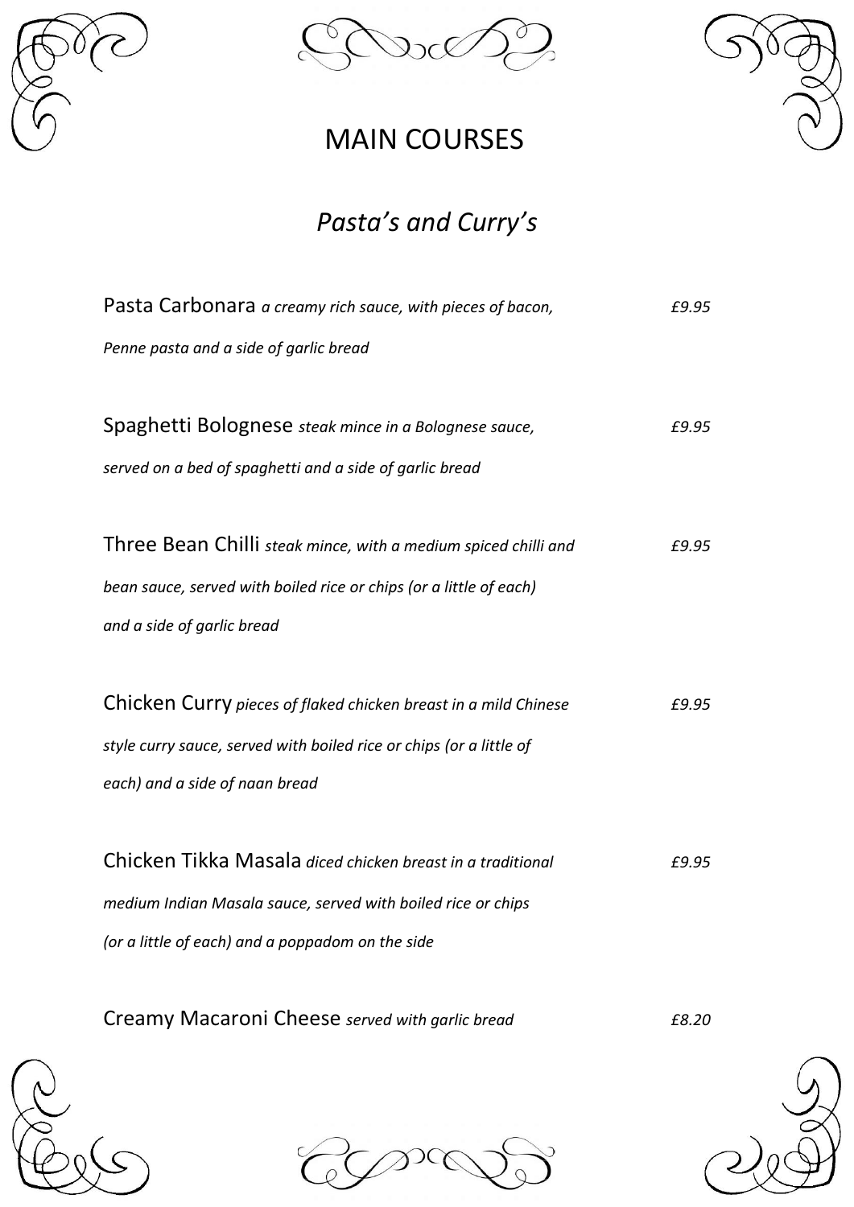# MAIN COURSES

## *Pasta's and Curry's*

Pasta Carbonara *a creamy rich sauce, with pieces of bacon, Penne pasta and a side of garlic bread* *£9.95*

Spaghetti Bolognese *steak mince in a Bolognese sauce, served on a bed of spaghetti and a side of garlic bread* *£9.95*

Three Bean Chilli *steak mince, with a medium spiced chilli and bean sauce, served with boiled rice or chips (or a little of each) and a side of garlic bread* *£9.95*

Chicken Curry *pieces of flaked chicken breast in a mild Chinese style curry sauce, served with boiled rice or chips (or a little of each) and a side of naan bread* *£9.95*

Chicken Tikka Masala *diced chicken breast in a traditional medium Indian Masala sauce, served with boiled rice or chips (or a little of each) and a poppadom on the side* *£9.95*

Creamy Macaroni Cheese *served with garlic bread* *£8.20*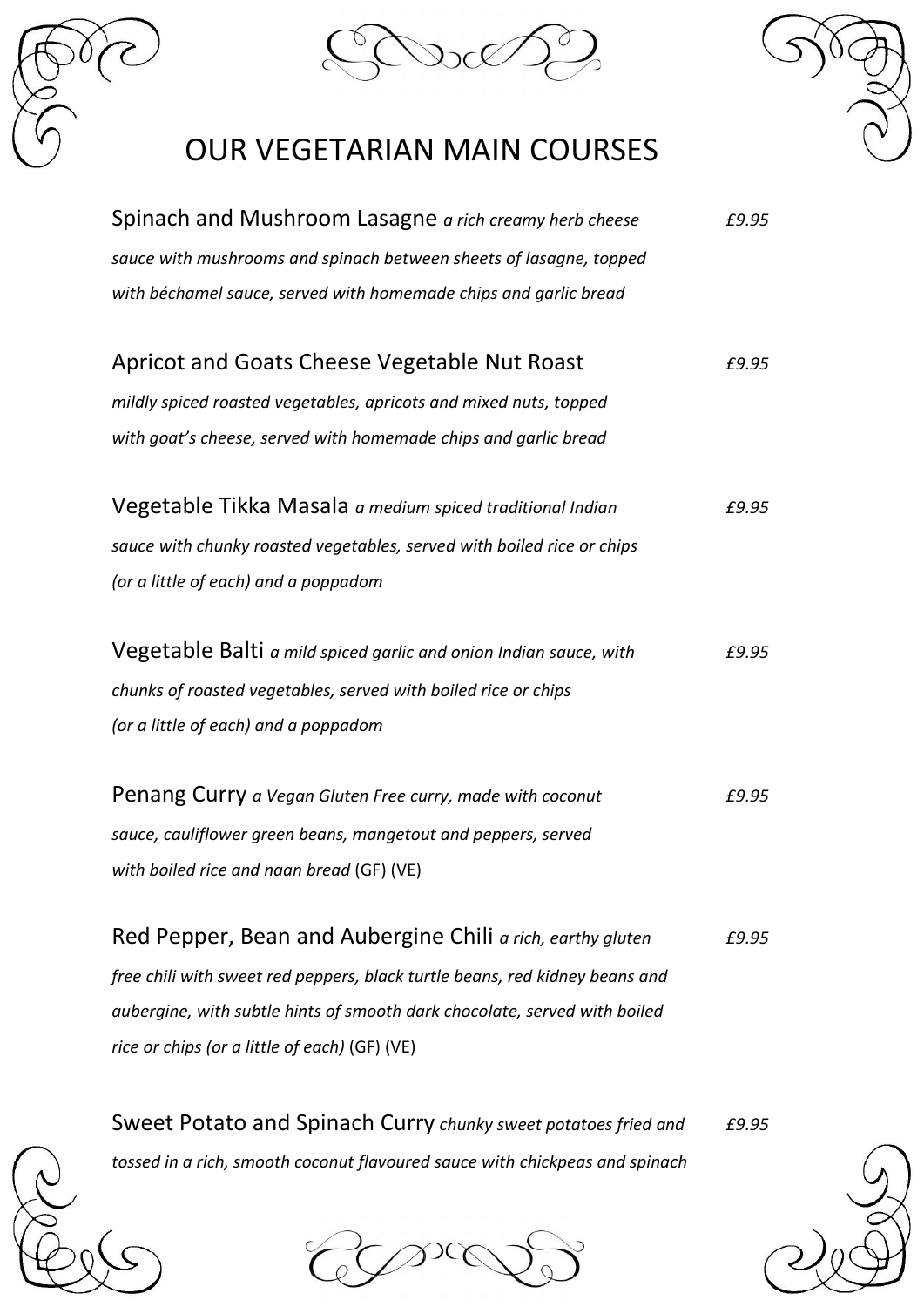# OUR VEGETARIAN MAIN COURSES

Spinach and Mushroom Lasagne *a rich creamy herb cheese sauce with mushrooms and spinach between sheets of lasagne, topped with béchamel sauce, served with homemade chips and garlic bread* — *£9.95*

Apricot and Goats Cheese Vegetable Nut Roast *mildly spiced roasted vegetables, apricots and mixed nuts, topped with goat's cheese, served with homemade chips and garlic bread* — *£9.95*

Vegetable Tikka Masala *a medium spiced traditional Indian sauce with chunky roasted vegetables, served with boiled rice or chips (or a little of each) and a poppadom* — *£9.95*

Vegetable Balti *a mild spiced garlic and onion Indian sauce, with chunks of roasted vegetables, served with boiled rice or chips (or a little of each) and a poppadom* — *£9.95*

Penang Curry *a Vegan Gluten Free curry, made with coconut sauce, cauliflower green beans, mangetout and peppers, served with boiled rice and naan bread* (GF) (VE) — *£9.95*

Red Pepper, Bean and Aubergine Chili *a rich, earthy gluten free chili with sweet red peppers, black turtle beans, red kidney beans and aubergine, with subtle hints of smooth dark chocolate, served with boiled rice or chips (or a little of each)* (GF) (VE) — *£9.95*

Sweet Potato and Spinach Curry *chunky sweet potatoes fried and tossed in a rich, smooth coconut flavoured sauce with chickpeas and spinach* — *£9.95*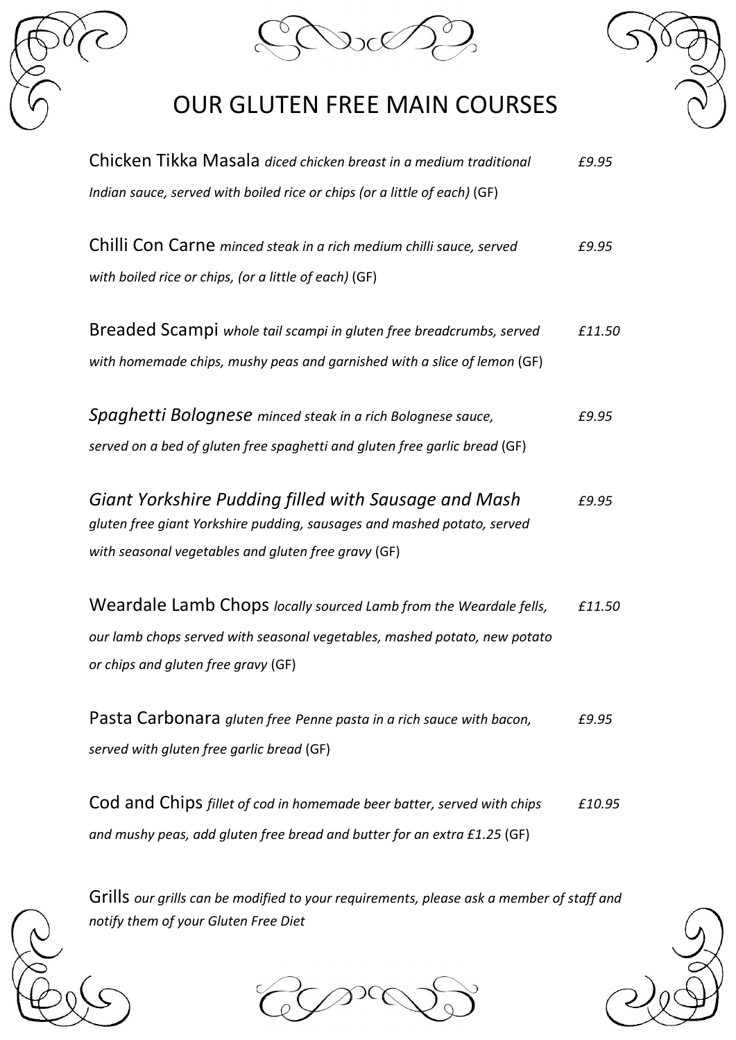# OUR GLUTEN FREE MAIN COURSES

Chicken Tikka Masala *diced chicken breast in a medium traditional Indian sauce, served with boiled rice or chips (or a little of each)* (GF) *£9.95*

Chilli Con Carne *minced steak in a rich medium chilli sauce, served with boiled rice or chips, (or a little of each)* (GF) *£9.95*

Breaded Scampi *whole tail scampi in gluten free breadcrumbs, served with homemade chips, mushy peas and garnished with a slice of lemon* (GF) *£11.50*

*Spaghetti Bolognese minced steak in a rich Bolognese sauce, served on a bed of gluten free spaghetti and gluten free garlic bread* (GF) *£9.95*

*Giant Yorkshire Pudding filled with Sausage and Mash* *£9.95*
*gluten free giant Yorkshire pudding, sausages and mashed potato, served with seasonal vegetables and gluten free gravy* (GF)

Weardale Lamb Chops *locally sourced Lamb from the Weardale fells, our lamb chops served with seasonal vegetables, mashed potato, new potato or chips and gluten free gravy* (GF) *£11.50*

Pasta Carbonara *gluten free Penne pasta in a rich sauce with bacon, served with gluten free garlic bread* (GF) *£9.95*

Cod and Chips *fillet of cod in homemade beer batter, served with chips and mushy peas, add gluten free bread and butter for an extra £1.25* (GF) *£10.95*

Grills *our grills can be modified to your requirements, please ask a member of staff and notify them of your Gluten Free Diet*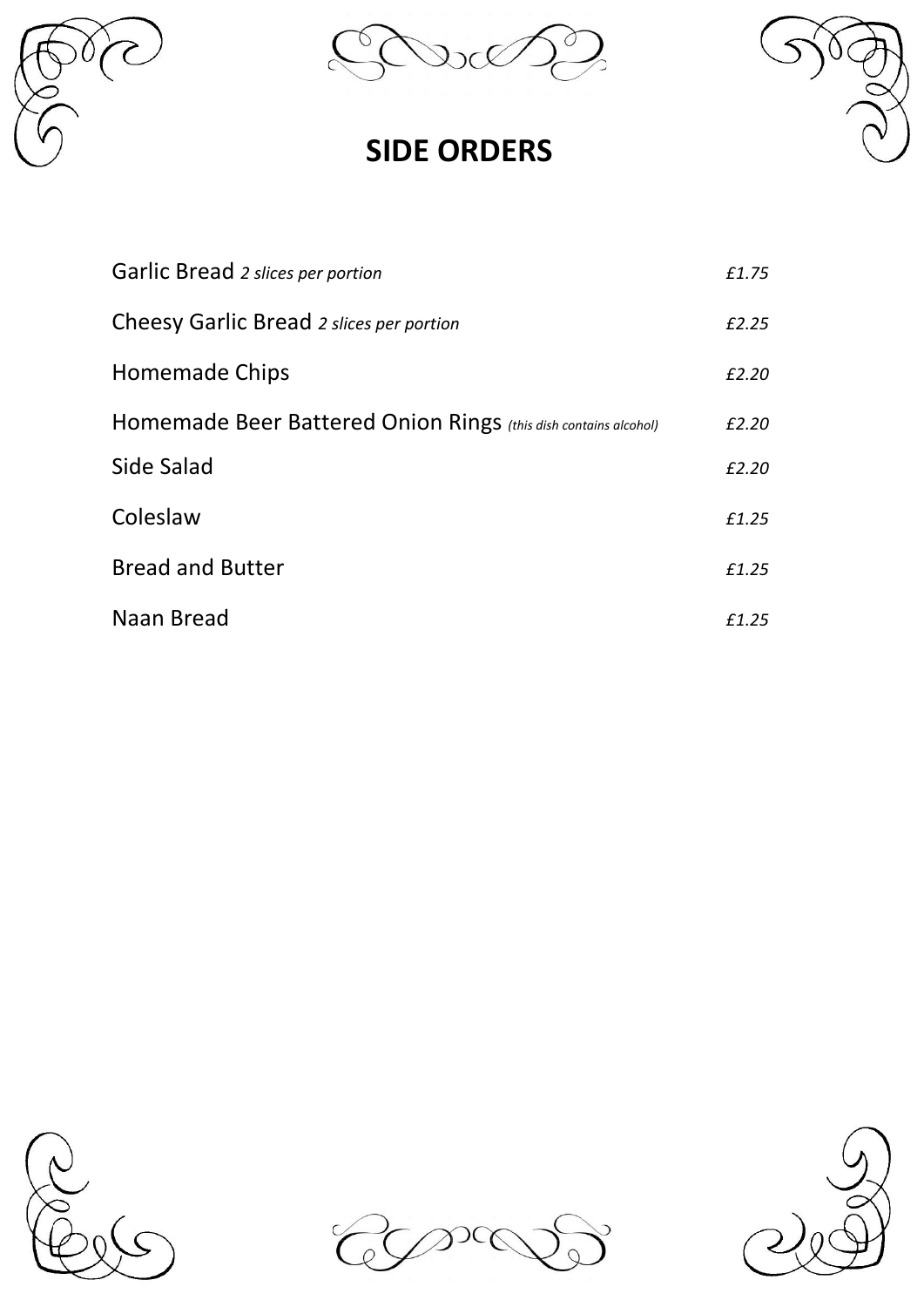# SIDE ORDERS

| | |
|---|---|
| Garlic Bread *2 slices per portion* | *£1.75* |
| Cheesy Garlic Bread *2 slices per portion* | *£2.25* |
| Homemade Chips | *£2.20* |
| Homemade Beer Battered Onion Rings *(this dish contains alcohol)* | *£2.20* |
| Side Salad | *£2.20* |
| Coleslaw | *£1.25* |
| Bread and Butter | *£1.25* |
| Naan Bread | *£1.25* |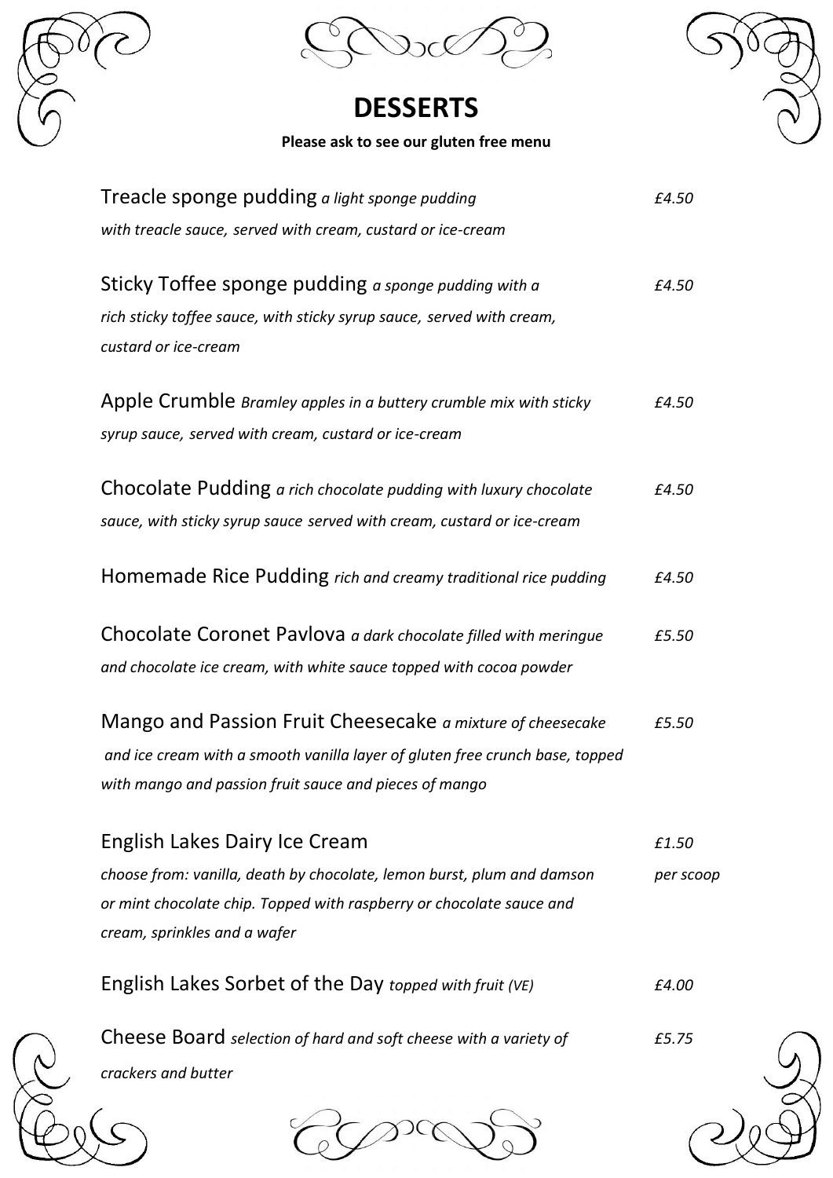# DESSERTS

**Please ask to see our gluten free menu**

Treacle sponge pudding *a light sponge pudding with treacle sauce, served with cream, custard or ice-cream* *£4.50*

Sticky Toffee sponge pudding *a sponge pudding with a rich sticky toffee sauce, with sticky syrup sauce, served with cream, custard or ice-cream* *£4.50*

Apple Crumble *Bramley apples in a buttery crumble mix with sticky syrup sauce, served with cream, custard or ice-cream* *£4.50*

Chocolate Pudding *a rich chocolate pudding with luxury chocolate sauce, with sticky syrup sauce served with cream, custard or ice-cream* *£4.50*

Homemade Rice Pudding *rich and creamy traditional rice pudding* *£4.50*

Chocolate Coronet Pavlova *a dark chocolate filled with meringue and chocolate ice cream, with white sauce topped with cocoa powder* *£5.50*

Mango and Passion Fruit Cheesecake *a mixture of cheesecake and ice cream with a smooth vanilla layer of gluten free crunch base, topped with mango and passion fruit sauce and pieces of mango* *£5.50*

English Lakes Dairy Ice Cream *£1.50 per scoop*
*choose from: vanilla, death by chocolate, lemon burst, plum and damson or mint chocolate chip. Topped with raspberry or chocolate sauce and cream, sprinkles and a wafer*

English Lakes Sorbet of the Day *topped with fruit (VE)* *£4.00*

Cheese Board *selection of hard and soft cheese with a variety of crackers and butter* *£5.75*